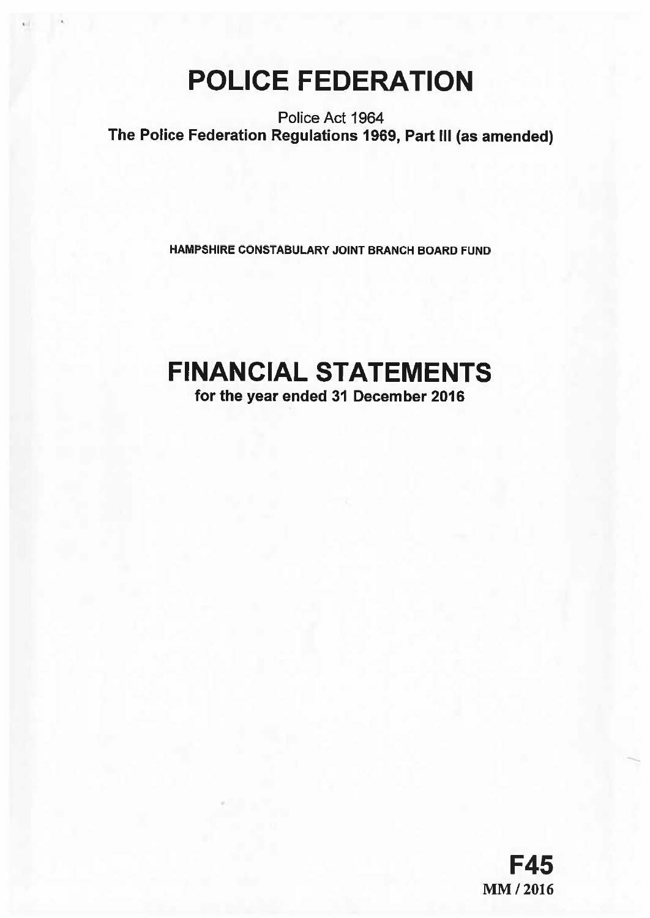# POLICE FEDERATION

Police Act 1964

**The Police Federation Regulations 1969, Part III (as amended)**

**HAMPSHIRE CONSTABULARY JOINT BRANCH BOARD FUND**

# FINANCIAL STATEMENTS

**for the year ended 31 December 2016**

**F45**

**MM / 2016**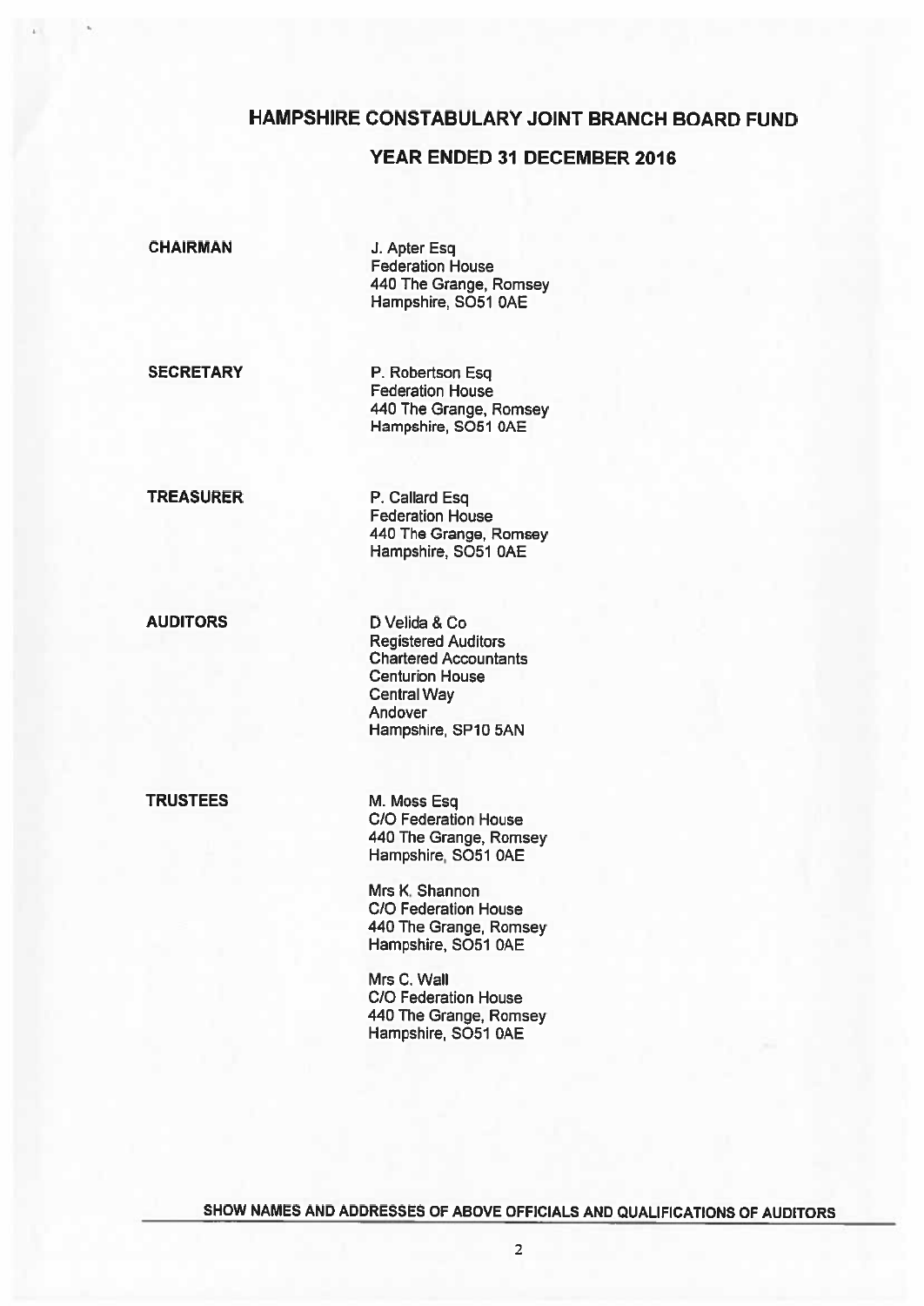# HAMPSHIRE CONSTABULARY JOINT BRANCH BOARD FUND

## YEAR ENDED 31 DECEMBER 2016

**CHAIRMAN**

J. Apter Esq
Federation House
440 The Grange, Romsey
Hampshire, SO51 0AE

**SECRETARY**

P. Robertson Esq
Federation House
440 The Grange, Romsey
Hampshire, SO51 0AE

**TREASURER**

P. Callard Esq
Federation House
440 The Grange, Romsey
Hampshire, SO51 0AE

**AUDITORS**

D Velida & Co
Registered Auditors
Chartered Accountants
Centurion House
Central Way
Andover
Hampshire, SP10 5AN

**TRUSTEES**

M. Moss Esq
C/O Federation House
440 The Grange, Romsey
Hampshire, SO51 0AE

Mrs K. Shannon
C/O Federation House
440 The Grange, Romsey
Hampshire, SO51 0AE

Mrs C. Wall
C/O Federation House
440 The Grange, Romsey
Hampshire, SO51 0AE

SHOW NAMES AND ADDRESSES OF ABOVE OFFICIALS AND QUALIFICATIONS OF AUDITORS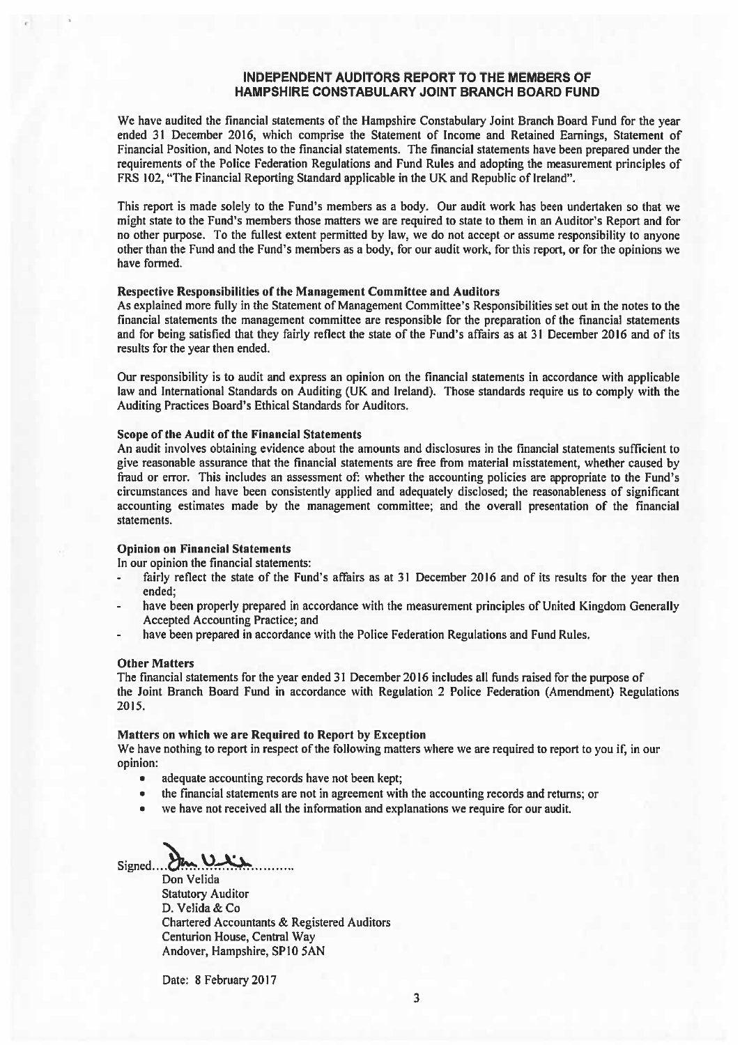## INDEPENDENT AUDITORS REPORT TO THE MEMBERS OF HAMPSHIRE CONSTABULARY JOINT BRANCH BOARD FUND

We have audited the financial statements of the Hampshire Constabulary Joint Branch Board Fund for the year ended 31 December 2016, which comprise the Statement of Income and Retained Earnings, Statement of Financial Position, and Notes to the financial statements. The financial statements have been prepared under the requirements of the Police Federation Regulations and Fund Rules and adopting the measurement principles of FRS 102, "The Financial Reporting Standard applicable in the UK and Republic of Ireland".

This report is made solely to the Fund's members as a body. Our audit work has been undertaken so that we might state to the Fund's members those matters we are required to state to them in an Auditor's Report and for no other purpose. To the fullest extent permitted by law, we do not accept or assume responsibility to anyone other than the Fund and the Fund's members as a body, for our audit work, for this report, or for the opinions we have formed.

### Respective Responsibilities of the Management Committee and Auditors

As explained more fully in the Statement of Management Committee's Responsibilities set out in the notes to the financial statements the management committee are responsible for the preparation of the financial statements and for being satisfied that they fairly reflect the state of the Fund's affairs as at 31 December 2016 and of its results for the year then ended.

Our responsibility is to audit and express an opinion on the financial statements in accordance with applicable law and International Standards on Auditing (UK and Ireland). Those standards require us to comply with the Auditing Practices Board's Ethical Standards for Auditors.

### Scope of the Audit of the Financial Statements

An audit involves obtaining evidence about the amounts and disclosures in the financial statements sufficient to give reasonable assurance that the financial statements are free from material misstatement, whether caused by fraud or error. This includes an assessment of: whether the accounting policies are appropriate to the Fund's circumstances and have been consistently applied and adequately disclosed; the reasonableness of significant accounting estimates made by the management committee; and the overall presentation of the financial statements.

### Opinion on Financial Statements

In our opinion the financial statements:

- fairly reflect the state of the Fund's affairs as at 31 December 2016 and of its results for the year then ended;
- have been properly prepared in accordance with the measurement principles of United Kingdom Generally Accepted Accounting Practice; and
- have been prepared in accordance with the Police Federation Regulations and Fund Rules.

### Other Matters

The financial statements for the year ended 31 December 2016 includes all funds raised for the purpose of the Joint Branch Board Fund in accordance with Regulation 2 Police Federation (Amendment) Regulations 2015.

### Matters on which we are Required to Report by Exception

We have nothing to report in respect of the following matters where we are required to report to you if, in our opinion:

- adequate accounting records have not been kept;
- the financial statements are not in agreement with the accounting records and returns; or
- we have not received all the information and explanations we require for our audit.

Signed...............................

Don Velida
Statutory Auditor
D. Velida & Co
Chartered Accountants & Registered Auditors
Centurion House, Central Way
Andover, Hampshire, SP10 5AN

Date: 8 February 2017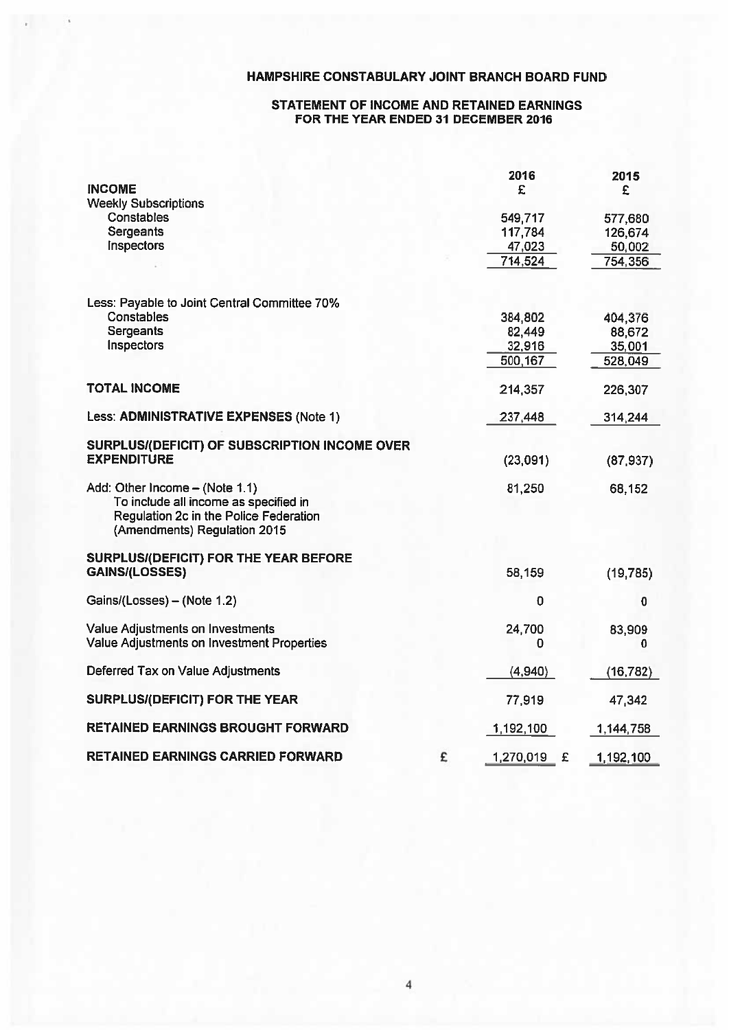# HAMPSHIRE CONSTABULARY JOINT BRANCH BOARD FUND

## STATEMENT OF INCOME AND RETAINED EARNINGS FOR THE YEAR ENDED 31 DECEMBER 2016

| | 2016 | 2015 |
|---|---|---|
| **INCOME** | £ | £ |
| Weekly Subscriptions | | |
| Constables | 549,717 | 577,680 |
| Sergeants | 117,784 | 126,674 |
| Inspectors | 47,023 | 50,002 |
| | 714,524 | 754,356 |
| Less: Payable to Joint Central Committee 70% | | |
| Constables | 384,802 | 404,376 |
| Sergeants | 82,449 | 88,672 |
| Inspectors | 32,916 | 35,001 |
| | 500,167 | 528,049 |
| **TOTAL INCOME** | 214,357 | 226,307 |
| Less: **ADMINISTRATIVE EXPENSES** (Note 1) | 237,448 | 314,244 |
| **SURPLUS/(DEFICIT) OF SUBSCRIPTION INCOME OVER EXPENDITURE** | (23,091) | (87,937) |
| Add: Other Income – (Note 1.1) To include all income as specified in Regulation 2c in the Police Federation (Amendments) Regulation 2015 | 81,250 | 68,152 |
| **SURPLUS/(DEFICIT) FOR THE YEAR BEFORE GAINS/(LOSSES)** | 58,159 | (19,785) |
| Gains/(Losses) – (Note 1.2) | 0 | 0 |
| Value Adjustments on Investments | 24,700 | 83,909 |
| Value Adjustments on Investment Properties | 0 | 0 |
| Deferred Tax on Value Adjustments | (4,940) | (16,782) |
| **SURPLUS/(DEFICIT) FOR THE YEAR** | 77,919 | 47,342 |
| **RETAINED EARNINGS BROUGHT FORWARD** | 1,192,100 | 1,144,758 |
| **RETAINED EARNINGS CARRIED FORWARD** | £ 1,270,019 | £ 1,192,100 |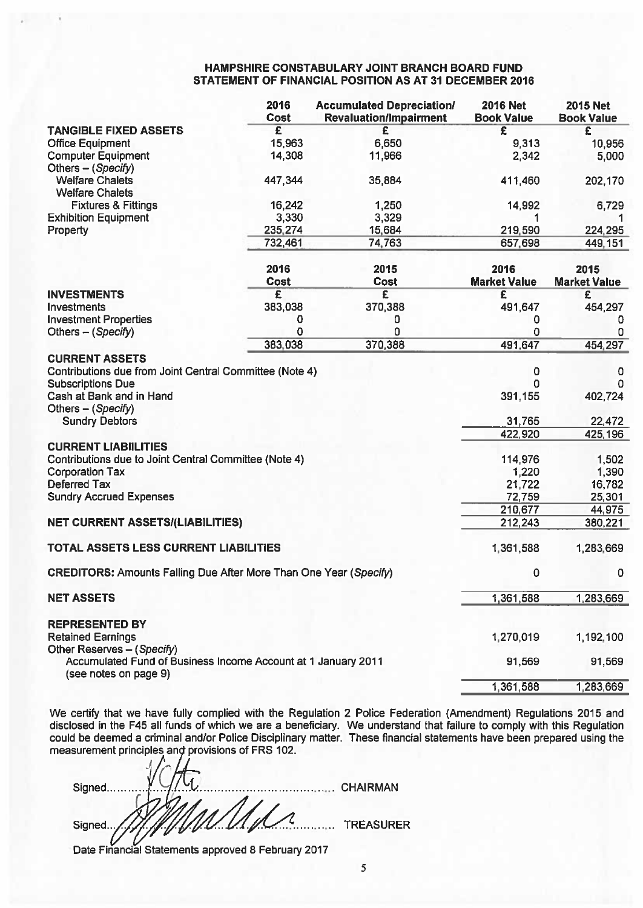## HAMPSHIRE CONSTABULARY JOINT BRANCH BOARD FUND
## STATEMENT OF FINANCIAL POSITION AS AT 31 DECEMBER 2016

| | 2016 Cost | Accumulated Depreciation/ Revaluation/Impairment | 2016 Net Book Value | 2015 Net Book Value |
|---|---|---|---|---|
| **TANGIBLE FIXED ASSETS** | £ | £ | £ | £ |
| Office Equipment | 15,963 | 6,650 | 9,313 | 10,956 |
| Computer Equipment | 14,308 | 11,966 | 2,342 | 5,000 |
| Others – (*Specify*) | | | | |
| Welfare Chalets | 447,344 | 35,884 | 411,460 | 202,170 |
| Welfare Chalets Fixtures & Fittings | 16,242 | 1,250 | 14,992 | 6,729 |
| Exhibition Equipment | 3,330 | 3,329 | 1 | 1 |
| Property | 235,274 | 15,684 | 219,590 | 224,295 |
| | 732,461 | 74,763 | 657,698 | 449,151 |

| | 2016 Cost | 2015 Cost | 2016 Market Value | 2015 Market Value |
|---|---|---|---|---|
| **INVESTMENTS** | £ | £ | £ | £ |
| Investments | 383,038 | 370,388 | 491,647 | 454,297 |
| Investment Properties | 0 | 0 | 0 | 0 |
| Others – (*Specify*) | 0 | 0 | 0 | 0 |
| | 383,038 | 370,388 | 491,647 | 454,297 |
| **CURRENT ASSETS** | | | | |
| Contributions due from Joint Central Committee (Note 4) | | | 0 | 0 |
| Subscriptions Due | | | 0 | 0 |
| Cash at Bank and in Hand | | | 391,155 | 402,724 |
| Others – (*Specify*) | | | | |
| Sundry Debtors | | | 31,765 | 22,472 |
| | | | 422,920 | 425,196 |
| **CURRENT LIABIILITIES** | | | | |
| Contributions due to Joint Central Committee (Note 4) | | | 114,976 | 1,502 |
| Corporation Tax | | | 1,220 | 1,390 |
| Deferred Tax | | | 21,722 | 16,782 |
| Sundry Accrued Expenses | | | 72,759 | 25,301 |
| | | | 210,677 | 44,975 |
| **NET CURRENT ASSETS/(LIABILITIES)** | | | 212,243 | 380,221 |
| **TOTAL ASSETS LESS CURRENT LIABILITIES** | | | 1,361,588 | 1,283,669 |
| **CREDITORS:** Amounts Falling Due After More Than One Year (*Specify*) | | | 0 | 0 |
| **NET ASSETS** | | | 1,361,588 | 1,283,669 |
| **REPRESENTED BY** | | | | |
| Retained Earnings | | | 1,270,019 | 1,192,100 |
| Other Reserves – (*Specify*) | | | | |
| Accumulated Fund of Business Income Account at 1 January 2011 (see notes on page 9) | | | 91,569 | 91,569 |
| | | | 1,361,588 | 1,283,669 |

We certify that we have fully complied with the Regulation 2 Police Federation (Amendment) Regulations 2015 and disclosed in the F45 all funds of which we are a beneficiary. We understand that failure to comply with this Regulation could be deemed a criminal and/or Police Disciplinary matter. These financial statements have been prepared using the measurement principles and provisions of FRS 102.

Signed.............................................. CHAIRMAN

Signed.............................................. TREASURER

Date Financial Statements approved 8 February 2017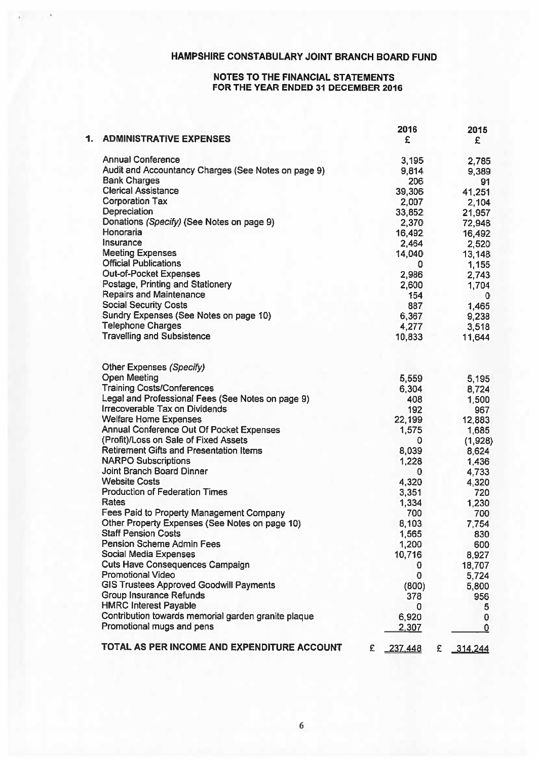# HAMPSHIRE CONSTABULARY JOINT BRANCH BOARD FUND

## NOTES TO THE FINANCIAL STATEMENTS FOR THE YEAR ENDED 31 DECEMBER 2016

| **1. ADMINISTRATIVE EXPENSES** | **2016 £** | **2015 £** |
|---|---|---|
| Annual Conference | 3,195 | 2,785 |
| Audit and Accountancy Charges (See Notes on page 9) | 9,814 | 9,389 |
| Bank Charges | 206 | 91 |
| Clerical Assistance | 39,306 | 41,251 |
| Corporation Tax | 2,007 | 2,104 |
| Depreciation | 33,852 | 21,957 |
| Donations *(Specify)* (See Notes on page 9) | 2,370 | 72,948 |
| Honoraria | 16,492 | 16,492 |
| Insurance | 2,464 | 2,520 |
| Meeting Expenses | 14,040 | 13,148 |
| Official Publications | 0 | 1,155 |
| Out-of-Pocket Expenses | 2,986 | 2,743 |
| Postage, Printing and Stationery | 2,600 | 1,704 |
| Repairs and Maintenance | 154 | 0 |
| Social Security Costs | 887 | 1,465 |
| Sundry Expenses (See Notes on page 10) | 6,367 | 9,238 |
| Telephone Charges | 4,277 | 3,518 |
| Travelling and Subsistence | 10,833 | 11,644 |
| | | |
| Other Expenses *(Specify)* | | |
| Open Meeting | 5,559 | 5,195 |
| Training Costs/Conferences | 6,304 | 8,724 |
| Legal and Professional Fees (See Notes on page 9) | 408 | 1,500 |
| Irrecoverable Tax on Dividends | 192 | 967 |
| Welfare Home Expenses | 22,199 | 12,883 |
| Annual Conference Out Of Pocket Expenses | 1,575 | 1,685 |
| (Profit)/Loss on Sale of Fixed Assets | 0 | (1,928) |
| Retirement Gifts and Presentation Items | 8,039 | 8,624 |
| NARPO Subscriptions | 1,228 | 1,436 |
| Joint Branch Board Dinner | 0 | 4,733 |
| Website Costs | 4,320 | 4,320 |
| Production of Federation Times | 3,351 | 720 |
| Rates | 1,334 | 1,230 |
| Fees Paid to Property Management Company | 700 | 700 |
| Other Property Expenses (See Notes on page 10) | 8,103 | 7,754 |
| Staff Pension Costs | 1,565 | 830 |
| Pension Scheme Admin Fees | 1,200 | 600 |
| Social Media Expenses | 10,716 | 8,927 |
| Cuts Have Consequences Campaign | 0 | 18,707 |
| Promotional Video | 0 | 5,724 |
| GIS Trustees Approved Goodwill Payments | (800) | 5,800 |
| Group Insurance Refunds | 378 | 956 |
| HMRC Interest Payable | 0 | 5 |
| Contribution towards memorial garden granite plaque | 6,920 | 0 |
| Promotional mugs and pens | 2,307 | 0 |
| **TOTAL AS PER INCOME AND EXPENDITURE ACCOUNT** | **£ 237,448** | **£ 314,244** |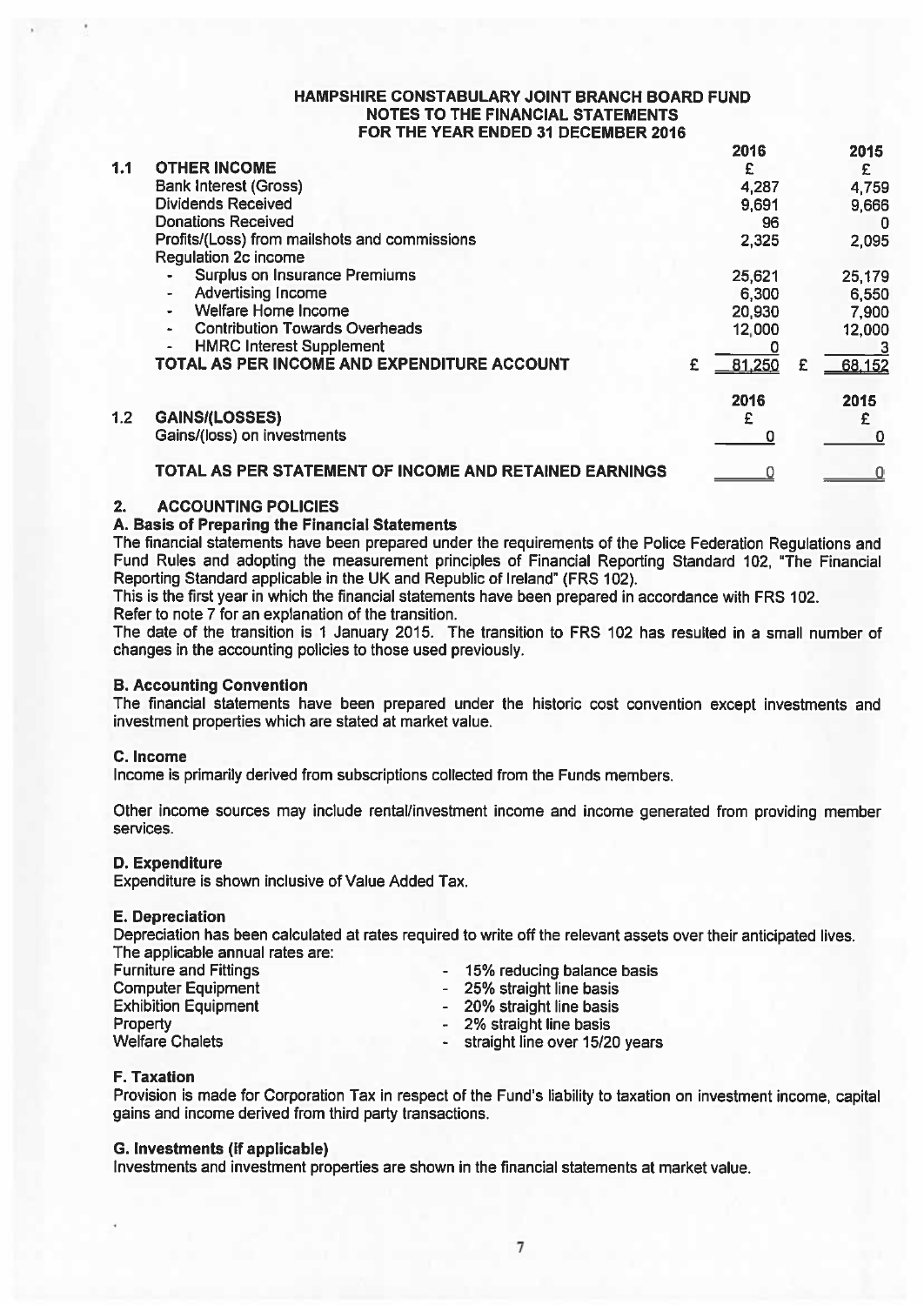# HAMPSHIRE CONSTABULARY JOINT BRANCH BOARD FUND
## NOTES TO THE FINANCIAL STATEMENTS
## FOR THE YEAR ENDED 31 DECEMBER 2016

| | | 2016 | 2015 |
|---|---|---|---|
| **1.1** | **OTHER INCOME** | £ | £ |
| | Bank Interest (Gross) | 4,287 | 4,759 |
| | Dividends Received | 9,691 | 9,666 |
| | Donations Received | 96 | 0 |
| | Profits/(Loss) from mailshots and commissions | 2,325 | 2,095 |
| | Regulation 2c income | | |
| | - Surplus on Insurance Premiums | 25,621 | 25,179 |
| | - Advertising Income | 6,300 | 6,550 |
| | - Welfare Home Income | 20,930 | 7,900 |
| | - Contribution Towards Overheads | 12,000 | 12,000 |
| | - HMRC Interest Supplement | 0 | 3 |
| | **TOTAL AS PER INCOME AND EXPENDITURE ACCOUNT** | £ 81,250 | £ 68,152 |

| | | 2016 | 2015 |
|---|---|---|---|
| **1.2** | **GAINS/(LOSSES)** | £ | £ |
| | Gains/(loss) on investments | 0 | 0 |
| | **TOTAL AS PER STATEMENT OF INCOME AND RETAINED EARNINGS** | 0 | 0 |

## 2. ACCOUNTING POLICIES

### A. Basis of Preparing the Financial Statements

The financial statements have been prepared under the requirements of the Police Federation Regulations and Fund Rules and adopting the measurement principles of Financial Reporting Standard 102, "The Financial Reporting Standard applicable in the UK and Republic of Ireland" (FRS 102).

This is the first year in which the financial statements have been prepared in accordance with FRS 102.

Refer to note 7 for an explanation of the transition.

The date of the transition is 1 January 2015. The transition to FRS 102 has resulted in a small number of changes in the accounting policies to those used previously.

### B. Accounting Convention

The financial statements have been prepared under the historic cost convention except investments and investment properties which are stated at market value.

### C. Income

Income is primarily derived from subscriptions collected from the Funds members.

Other income sources may include rental/investment income and income generated from providing member services.

### D. Expenditure

Expenditure is shown inclusive of Value Added Tax.

### E. Depreciation

Depreciation has been calculated at rates required to write off the relevant assets over their anticipated lives.

The applicable annual rates are:

| | |
|---|---|
| Furniture and Fittings | - 15% reducing balance basis |
| Computer Equipment | - 25% straight line basis |
| Exhibition Equipment | - 20% straight line basis |
| Property | - 2% straight line basis |
| Welfare Chalets | - straight line over 15/20 years |

### F. Taxation

Provision is made for Corporation Tax in respect of the Fund's liability to taxation on investment income, capital gains and income derived from third party transactions.

### G. Investments (if applicable)

Investments and investment properties are shown in the financial statements at market value.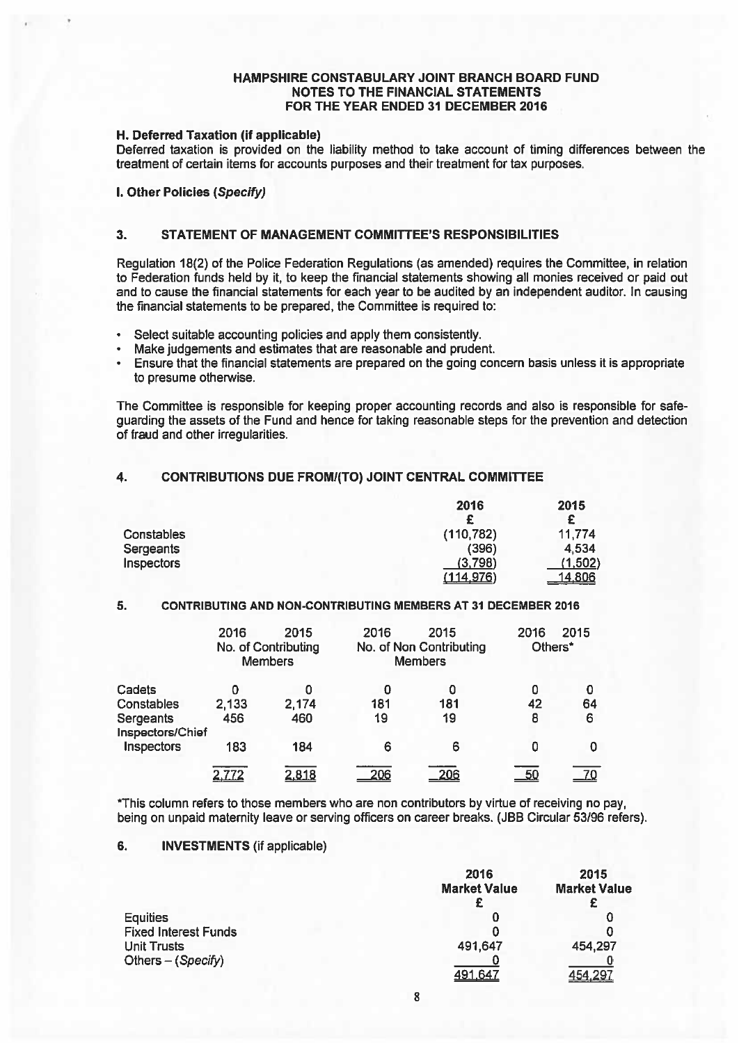# HAMPSHIRE CONSTABULARY JOINT BRANCH BOARD FUND
## NOTES TO THE FINANCIAL STATEMENTS
## FOR THE YEAR ENDED 31 DECEMBER 2016

**H. Deferred Taxation (if applicable)**

Deferred taxation is provided on the liability method to take account of timing differences between the treatment of certain items for accounts purposes and their treatment for tax purposes.

**I. Other Policies (*Specify*)**

## 3. STATEMENT OF MANAGEMENT COMMITTEE'S RESPONSIBILITIES

Regulation 18(2) of the Police Federation Regulations (as amended) requires the Committee, in relation to Federation funds held by it, to keep the financial statements showing all monies received or paid out and to cause the financial statements for each year to be audited by an independent auditor. In causing the financial statements to be prepared, the Committee is required to:

- Select suitable accounting policies and apply them consistently.
- Make judgements and estimates that are reasonable and prudent.
- Ensure that the financial statements are prepared on the going concern basis unless it is appropriate to presume otherwise.

The Committee is responsible for keeping proper accounting records and also is responsible for safe-guarding the assets of the Fund and hence for taking reasonable steps for the prevention and detection of fraud and other irregularities.

## 4. CONTRIBUTIONS DUE FROM/(TO) JOINT CENTRAL COMMITTEE

| | 2016 | 2015 |
|---|---|---|
| | £ | £ |
| Constables | (110,782) | 11,774 |
| Sergeants | (396) | 4,534 |
| Inspectors | (3,798) | (1,502) |
| | (114,976) | 14,806 |

## 5. CONTRIBUTING AND NON-CONTRIBUTING MEMBERS AT 31 DECEMBER 2016

| | 2016 | 2015 | 2016 | 2015 | 2016 | 2015 |
|---|---|---|---|---|---|---|
| | No. of Contributing Members | | No. of Non Contributing Members | | Others* | |
| Cadets | 0 | 0 | 0 | 0 | 0 | 0 |
| Constables | 2,133 | 2,174 | 181 | 181 | 42 | 64 |
| Sergeants | 456 | 460 | 19 | 19 | 8 | 6 |
| Inspectors/Chief Inspectors | 183 | 184 | 6 | 6 | 0 | 0 |
| | 2,772 | 2,818 | 206 | 206 | 50 | 70 |

*This column refers to those members who are non contributors by virtue of receiving no pay, being on unpaid maternity leave or serving officers on career breaks. (JBB Circular 53/96 refers).

## 6. INVESTMENTS (if applicable)

| | 2016 Market Value | 2015 Market Value |
|---|---|---|
| | £ | £ |
| Equities | 0 | 0 |
| Fixed Interest Funds | 0 | 0 |
| Unit Trusts | 491,647 | 454,297 |
| Others – (*Specify*) | 0 | 0 |
| | 491,647 | 454,297 |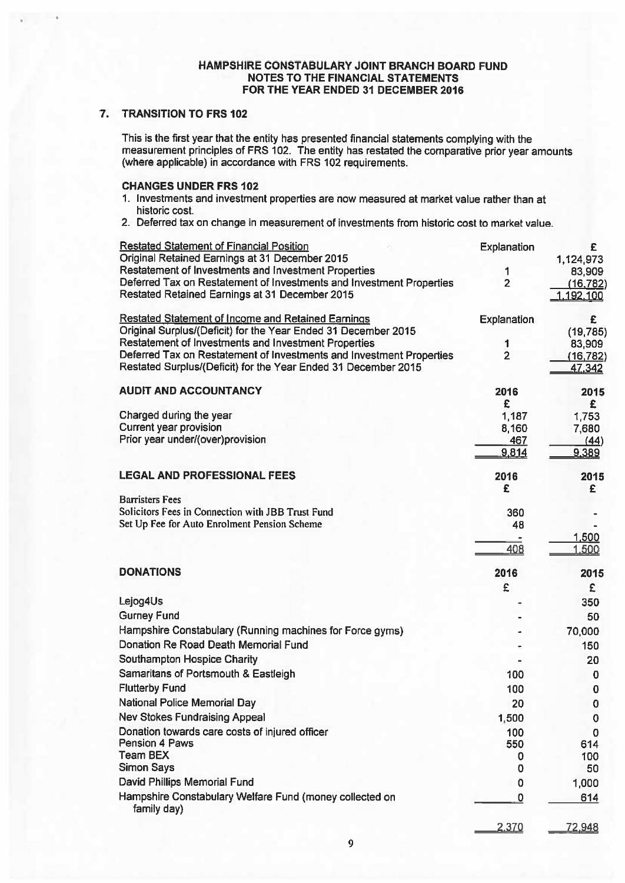# HAMPSHIRE CONSTABULARY JOINT BRANCH BOARD FUND
## NOTES TO THE FINANCIAL STATEMENTS
## FOR THE YEAR ENDED 31 DECEMBER 2016

### 7. TRANSITION TO FRS 102

This is the first year that the entity has presented financial statements complying with the measurement principles of FRS 102. The entity has restated the comparative prior year amounts (where applicable) in accordance with FRS 102 requirements.

**CHANGES UNDER FRS 102**

1. Investments and investment properties are now measured at market value rather than at historic cost.
2. Deferred tax on change in measurement of investments from historic cost to market value.

| Restated Statement of Financial Position | Explanation | £ |
|---|---|---|
| Original Retained Earnings at 31 December 2015 | | 1,124,973 |
| Restatement of Investments and Investment Properties | 1 | 83,909 |
| Deferred Tax on Restatement of Investments and Investment Properties | 2 | (16,782) |
| Restated Retained Earnings at 31 December 2015 | | 1,192,100 |

| Restated Statement of Income and Retained Earnings | Explanation | £ |
|---|---|---|
| Original Surplus/(Deficit) for the Year Ended 31 December 2015 | | (19,785) |
| Restatement of Investments and Investment Properties | 1 | 83,909 |
| Deferred Tax on Restatement of Investments and Investment Properties | 2 | (16,782) |
| Restated Surplus/(Deficit) for the Year Ended 31 December 2015 | | 47,342 |

### AUDIT AND ACCOUNTANCY

| | 2016 £ | 2015 £ |
|---|---|---|
| Charged during the year | 1,187 | 1,753 |
| Current year provision | 8,160 | 7,680 |
| Prior year under/(over)provision | 467 | (44) |
| | 9,814 | 9,389 |

### LEGAL AND PROFESSIONAL FEES

| | 2016 £ | 2015 £ |
|---|---|---|
| Barristers Fees | | |
| Solicitors Fees in Connection with JBB Trust Fund | 360 | - |
| Set Up Fee for Auto Enrolment Pension Scheme | 48 | - |
| | - | 1,500 |
| | 408 | 1,500 |

### DONATIONS

| | 2016 £ | 2015 £ |
|---|---|---|
| Lejog4Us | - | 350 |
| Gurney Fund | - | 50 |
| Hampshire Constabulary (Running machines for Force gyms) | - | 70,000 |
| Donation Re Road Death Memorial Fund | - | 150 |
| Southampton Hospice Charity | - | 20 |
| Samaritans of Portsmouth & Eastleigh | 100 | 0 |
| Flutterby Fund | 100 | 0 |
| National Police Memorial Day | 20 | 0 |
| Nev Stokes Fundraising Appeal | 1,500 | 0 |
| Donation towards care costs of injured officer | 100 | 0 |
| Pension 4 Paws | 550 | 614 |
| Team BEX | 0 | 100 |
| Simon Says | 0 | 50 |
| David Phillips Memorial Fund | 0 | 1,000 |
| Hampshire Constabulary Welfare Fund (money collected on family day) | 0 | 614 |
| | 2,370 | 72,948 |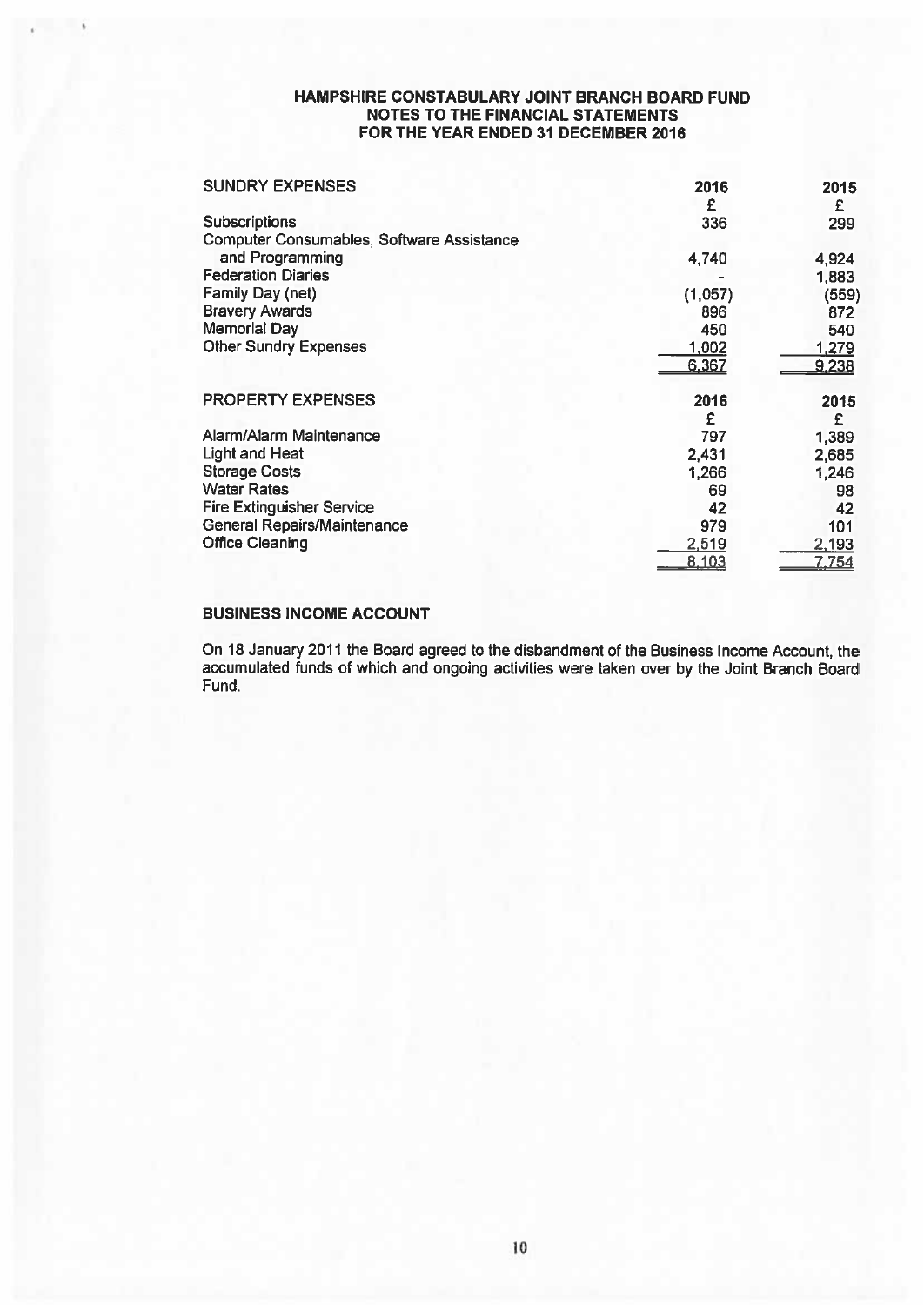# HAMPSHIRE CONSTABULARY JOINT BRANCH BOARD FUND
## NOTES TO THE FINANCIAL STATEMENTS
## FOR THE YEAR ENDED 31 DECEMBER 2016

| SUNDRY EXPENSES | 2016 | 2015 |
|---|---|---|
| | £ | £ |
| Subscriptions | 336 | 299 |
| Computer Consumables, Software Assistance and Programming | 4,740 | 4,924 |
| Federation Diaries | - | 1,883 |
| Family Day (net) | (1,057) | (559) |
| Bravery Awards | 896 | 872 |
| Memorial Day | 450 | 540 |
| Other Sundry Expenses | 1,002 | 1,279 |
| | 6,367 | 9,238 |

| PROPERTY EXPENSES | 2016 | 2015 |
|---|---|---|
| | £ | £ |
| Alarm/Alarm Maintenance | 797 | 1,389 |
| Light and Heat | 2,431 | 2,685 |
| Storage Costs | 1,266 | 1,246 |
| Water Rates | 69 | 98 |
| Fire Extinguisher Service | 42 | 42 |
| General Repairs/Maintenance | 979 | 101 |
| Office Cleaning | 2,519 | 2,193 |
| | 8,103 | 7,754 |

### BUSINESS INCOME ACCOUNT

On 18 January 2011 the Board agreed to the disbandment of the Business Income Account, the accumulated funds of which and ongoing activities were taken over by the Joint Branch Board Fund.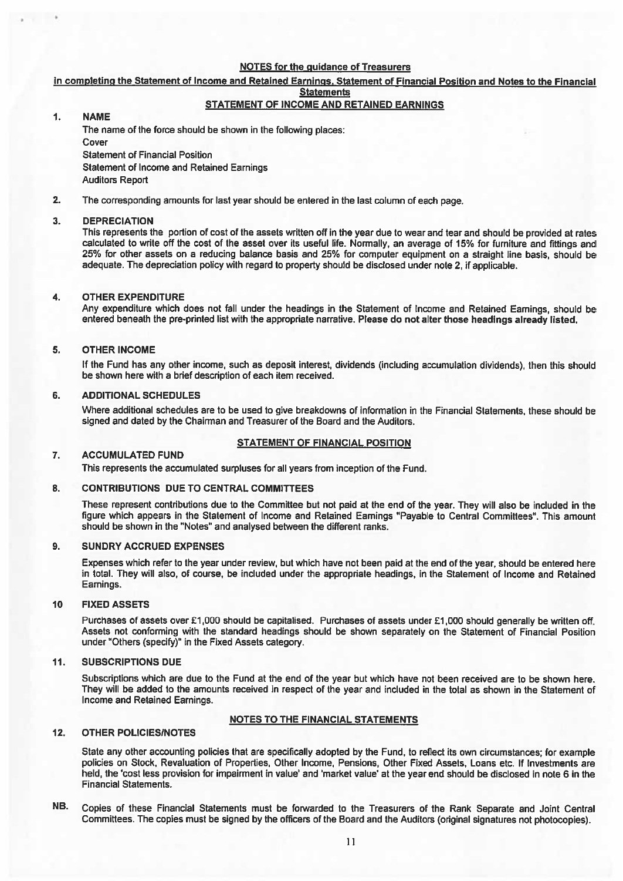## NOTES for the guidance of Treasurers

### in completing the Statement of Income and Retained Earnings, Statement of Financial Position and Notes to the Financial Statements

### STATEMENT OF INCOME AND RETAINED EARNINGS

**1. NAME**

The name of the force should be shown in the following places:

Cover

Statement of Financial Position

Statement of Income and Retained Earnings

Auditors Report

**2.** The corresponding amounts for last year should be entered in the last column of each page.

**3. DEPRECIATION**

This represents the portion of cost of the assets written off in the year due to wear and tear and should be provided at rates calculated to write off the cost of the asset over its useful life. Normally, an average of 15% for furniture and fittings and 25% for other assets on a reducing balance basis and 25% for computer equipment on a straight line basis, should be adequate. The depreciation policy with regard to property should be disclosed under note 2, if applicable.

**4. OTHER EXPENDITURE**

Any expenditure which does not fall under the headings in the Statement of Income and Retained Earnings, should be entered beneath the pre-printed list with the appropriate narrative. **Please do not alter those headings already listed.**

**5. OTHER INCOME**

If the Fund has any other income, such as deposit interest, dividends (including accumulation dividends), then this should be shown here with a brief description of each item received.

**6. ADDITIONAL SCHEDULES**

Where additional schedules are to be used to give breakdowns of information in the Financial Statements, these should be signed and dated by the Chairman and Treasurer of the Board and the Auditors.

### STATEMENT OF FINANCIAL POSITION

**7. ACCUMULATED FUND**

This represents the accumulated surpluses for all years from inception of the Fund.

**8. CONTRIBUTIONS DUE TO CENTRAL COMMITTEES**

These represent contributions due to the Committee but not paid at the end of the year. They will also be included in the figure which appears in the Statement of Income and Retained Earnings "Payable to Central Committees". This amount should be shown in the "Notes" and analysed between the different ranks.

**9. SUNDRY ACCRUED EXPENSES**

Expenses which refer to the year under review, but which have not been paid at the end of the year, should be entered here in total. They will also, of course, be included under the appropriate headings, in the Statement of Income and Retained Earnings.

**10 FIXED ASSETS**

Purchases of assets over £1,000 should be capitalised. Purchases of assets under £1,000 should generally be written off. Assets not conforming with the standard headings should be shown separately on the Statement of Financial Position under "Others (specify)" in the Fixed Assets category.

**11. SUBSCRIPTIONS DUE**

Subscriptions which are due to the Fund at the end of the year but which have not been received are to be shown here. They will be added to the amounts received in respect of the year and included in the total as shown in the Statement of Income and Retained Earnings.

### NOTES TO THE FINANCIAL STATEMENTS

**12. OTHER POLICIES/NOTES**

State any other accounting policies that are specifically adopted by the Fund, to reflect its own circumstances; for example policies on Stock, Revaluation of Properties, Other Income, Pensions, Other Fixed Assets, Loans etc. If Investments are held, the 'cost less provision for impairment in value' and 'market value' at the year end should be disclosed in note 6 in the Financial Statements.

**NB.** Copies of these Financial Statements must be forwarded to the Treasurers of the Rank Separate and Joint Central Committees. The copies must be signed by the officers of the Board and the Auditors (original signatures not photocopies).